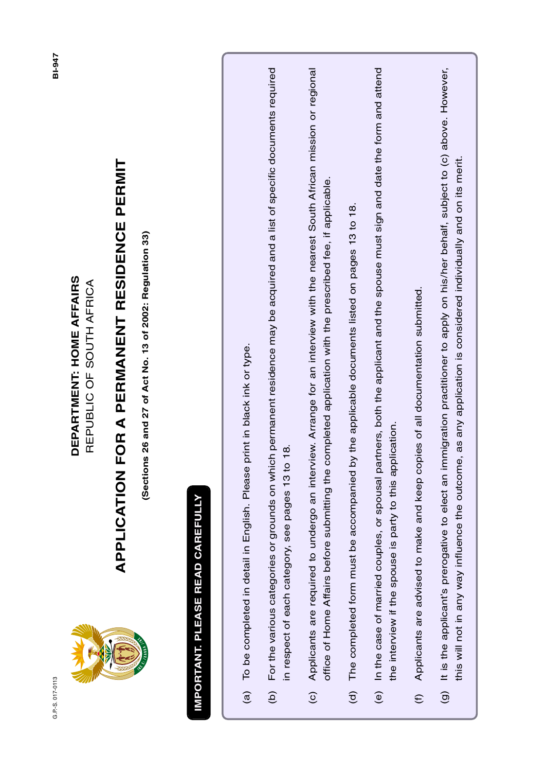G.P.-S. 017-0113

BI-947

# DEPARTMENT: HOME AFFAIRS
REPUBLIC OF SOUTH AFRICA

# APPLICATION FOR A PERMANENT RESIDENCE PERMIT

**(Sections 26 and 27 of Act No. 13 of 2002: Regulation 33)**

**IMPORTANT. PLEASE READ CAREFULLY**

(a) To be completed in detail in English. Please print in black ink or type.

(b) For the various categories or grounds on which permanent residence may be acquired and a list of specific documents required in respect of each category, see pages 13 to 18.

(c) Applicants are required to undergo an interview. Arrange for an interview with the nearest South African mission or regional office of Home Affairs before submitting the completed application with the prescribed fee, if applicable.

(d) The completed form must be accompanied by the applicable documents listed on pages 13 to 18.

(e) In the case of married couples, or spousal partners, both the applicant and the spouse must sign and date the form and attend the interview if the spouse is party to this application.

(f) Applicants are advised to make and keep copies of all documentation submitted.

(g) It is the applicant's prerogative to elect an immigration practitioner to apply on his/her behalf, subject to (c) above. However, this will not in any way influence the outcome, as any application is considered individually and on its merit.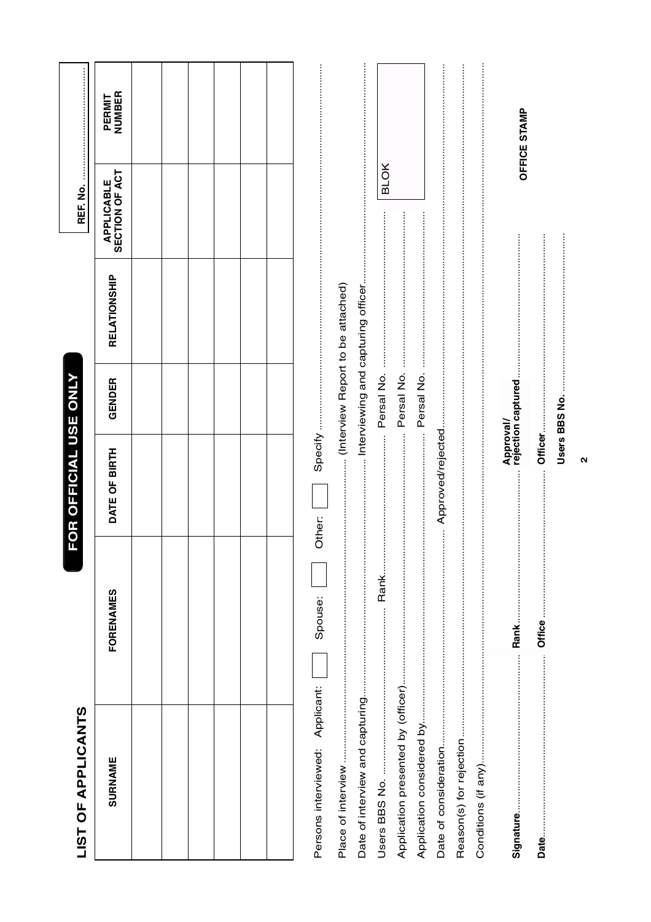## LIST OF APPLICANTS

**FOR OFFICIAL USE ONLY**

REF. No. ..............................

| SURNAME | FORENAMES | DATE OF BIRTH | GENDER | RELATIONSHIP | APPLICABLE SECTION OF ACT | PERMIT NUMBER |
|---|---|---|---|---|---|---|
| | | | | | | |
| | | | | | | |
| | | | | | | |
| | | | | | | |
| | | | | | | |
| | | | | | | |

Persons interviewed: Applicant: ☐ Spouse: ☐ Other: ☐ Specify ..............................

Place of interview .............................. (Interview Report to be attached)

Date of interview and capturing .............................. Interviewing and capturing officer ..............................

Users BBS No. .............................. Rank .............................. Persal No. ..............................

Application presented by (officer) .............................. Persal No. ..............................

Application considered by .............................. Persal No. ..............................

BLOK

Date of consideration .............................. Approved/rejected ..............................

Reason(s) for rejection ..............................

Conditions (if any) ..............................

**Signature** .............................. **Rank** .............................. **Approval/ rejection captured** ..............................

**Date** .............................. **Office** .............................. **Officer** ..............................

**Users BBS No.** ..............................

**OFFICE STAMP**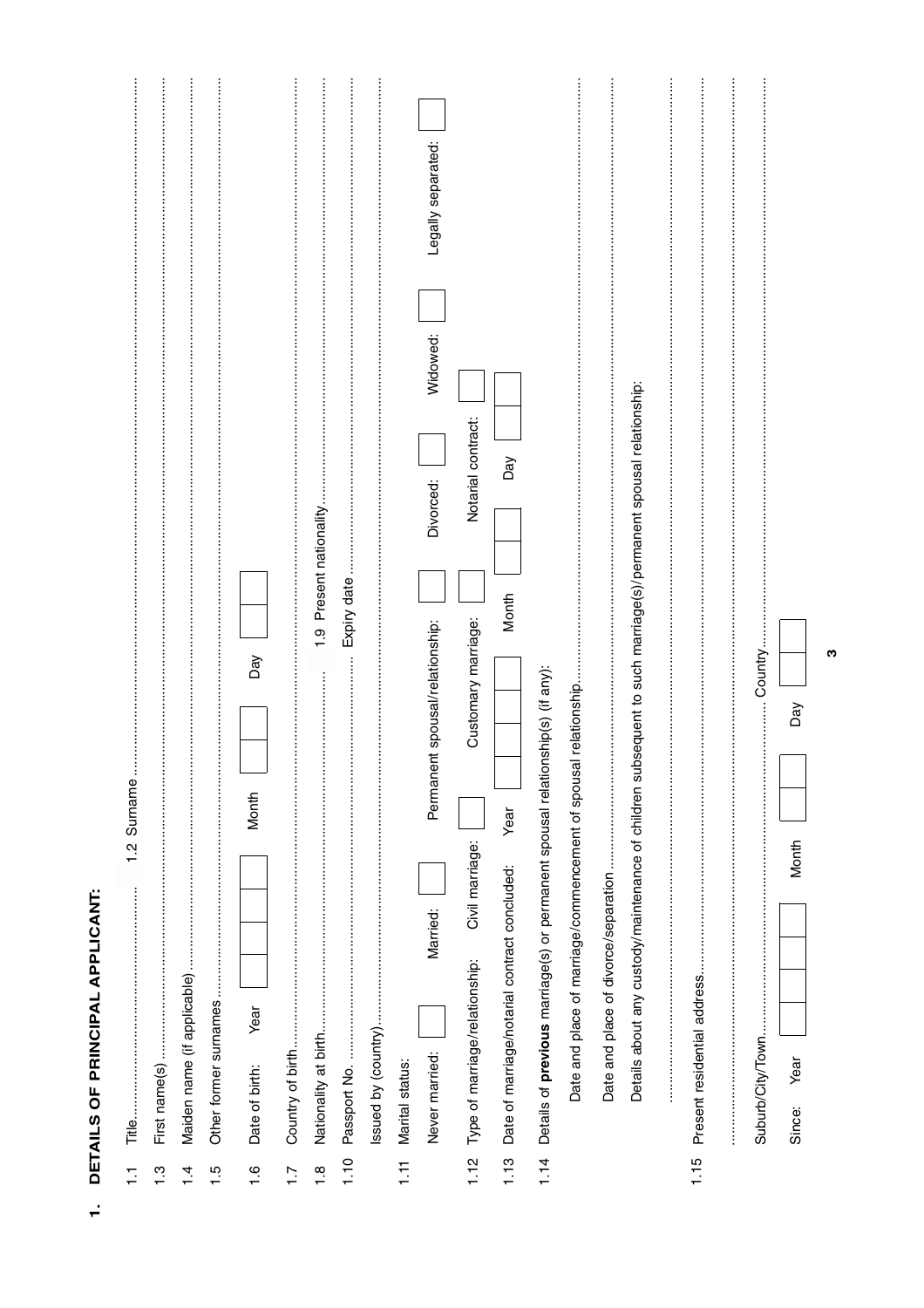## 1. DETAILS OF PRINCIPAL APPLICANT:

1.1 Title.................................... 1.2 Surname....................................

1.3 First name(s)....................................

1.4 Maiden name (if applicable)....................................

1.5 Other former surnames....................................

1.6 Date of birth: Year ☐☐☐☐ Month ☐☐ Day ☐☐

1.7 Country of birth....................................

1.8 Nationality at birth.................................... 1.9 Present nationality....................................

1.10 Passport No. .................................... Expiry date ....................................

Issued by (country)....................................

1.11 Marital status:

Never married: ☐ Married: ☐ Permanent spousal/relationship: ☐ Divorced: ☐ Widowed: ☐ Legally separated: ☐

1.12 Type of marriage/relationship: Civil marriage: ☐ Customary marriage: ☐ Notarial contract: ☐

1.13 Date of marriage/notarial contract concluded: Year ☐☐☐☐ Month ☐☐ Day ☐☐

1.14 Details of **previous** marriage(s) or permanent spousal relationship(s) (if any):

Date and place of marriage/commencement of spousal relationship....................................

Date and place of divorce/separation ....................................

Details about any custody/maintenance of children subsequent to such marriage(s)/permanent spousal relationship:

....................................

1.15 Present residential address....................................

....................................

Suburb/City/Town.................................... Country....................................

Since: Year ☐☐☐☐ Month ☐☐ Day ☐☐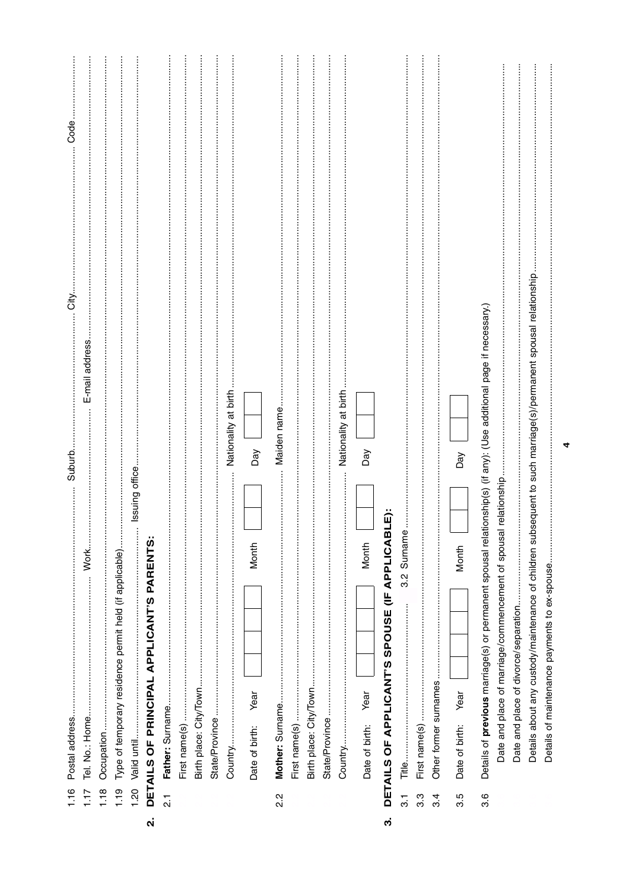1.16 Postal address........................................ Suburb........................................ City........................................ Code..................

1.17 Tel. No.: Home........................................ Work........................................ E-mail address........................................

1.18 Occupation........................................

1.19 Type of temporary residence permit held (if applicable)........................................

1.20 Valid until........................................ Issuing office........................................

## 2. DETAILS OF PRINCIPAL APPLICANT'S PARENTS:

2.1 **Father:** Surname........................................

First name(s)........................................

Birth place: City/Town........................................

State/Province........................................

Country........................................ Nationality at birth........................................

Date of birth: Year ☐☐☐☐ Month ☐☐ Day ☐☐

2.2 **Mother:** Surname........................................ Maiden name........................................

First name(s)........................................

Birth place: City/Town........................................

State/Province........................................

Country........................................ Nationality at birth........................................

Date of birth: Year ☐☐☐☐ Month ☐☐ Day ☐☐

## 3. DETAILS OF APPLICANT'S SPOUSE (IF APPLICABLE):

3.1 Title........................................ 3.2 Surname........................................

3.3 First name(s)........................................

3.4 Other former surnames........................................

3.5 Date of birth: Year ☐☐☐☐ Month ☐☐ Day ☐☐

3.6 Details of **previous** marriage(s) or permanent spousal relationship(s) (if any): (Use additional page if necessary.)

Date and place of marriage/commencement of spousal relationship........................................

Date and place of divorce/separation........................................

Details about any custody/maintenance of children subsequent to such marriage(s)/permanent spousal relationship........................................

Details of maintenance payments to ex-spouse........................................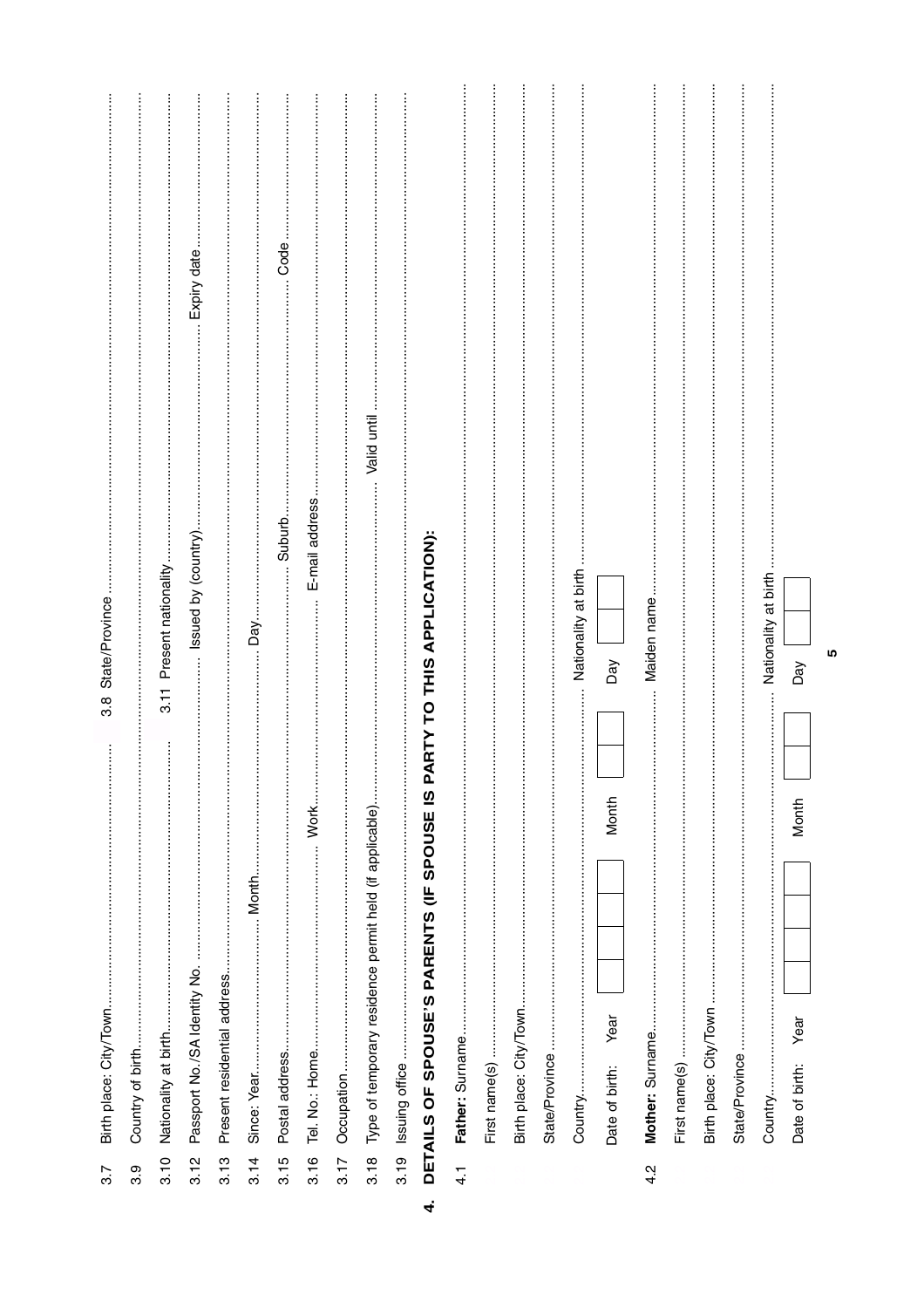3.7 Birth place: City/Town.................................... 3.8 State/Province ....................................

3.9 Country of birth....................................

3.10 Nationality at birth.................................... 3.11 Present nationality ....................................

3.12 Passport No./SA Identity No. .................................... Issued by (country).................................... Expiry date ....................................

3.13 Present residential address....................................

3.14 Since: Year.................................... Month.................................... Day....................................

3.15 Postal address.................................... Suburb.................................... Code ....................................

3.16 Tel. No.: Home.................................... Work.................................... E-mail address....................................

3.17 Occupation....................................

3.18 Type of temporary residence permit held (if applicable).................................... Valid until ....................................

3.19 Issuing office....................................

## 4. DETAILS OF SPOUSE'S PARENTS (IF SPOUSE IS PARTY TO THIS APPLICATION):

4.1 **Father:** Surname....................................

First name(s) ....................................

Birth place: City/Town....................................

State/Province ....................................

Country.................................... Nationality at birth ....................................

Date of birth: Year [ ][ ][ ][ ] Month [ ][ ] Day [ ][ ]

4.2 **Mother:** Surname.................................... Maiden name ....................................

First name(s) ....................................

Birth place: City/Town ....................................

State/Province ....................................

Country.................................... Nationality at birth ....................................

Date of birth: Year [ ][ ][ ][ ] Month [ ][ ] Day [ ][ ]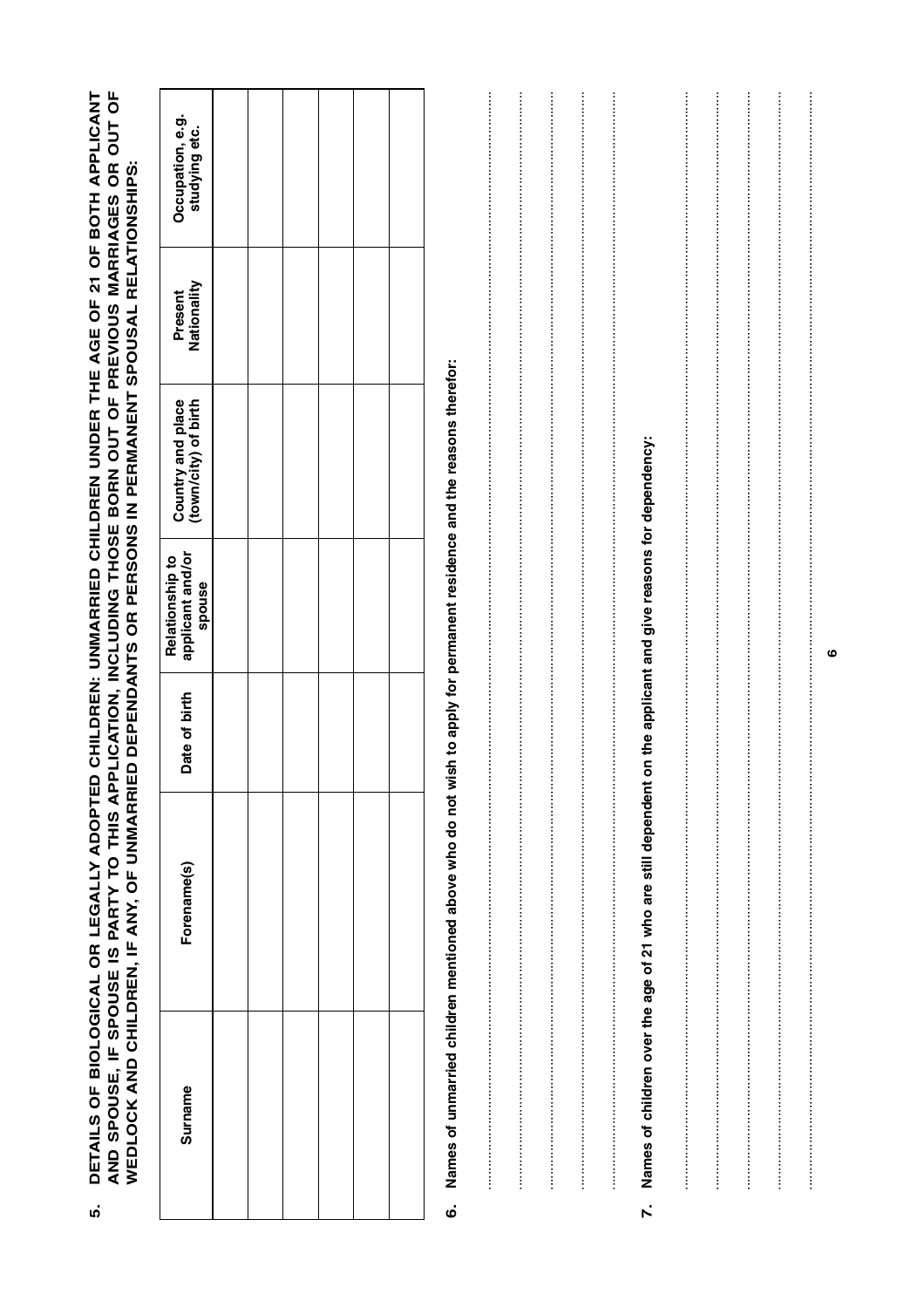**5. DETAILS OF BIOLOGICAL OR LEGALLY ADOPTED CHILDREN: UNMARRIED CHILDREN UNDER THE AGE OF 21 OF BOTH APPLICANT AND SPOUSE, IF SPOUSE IS PARTY TO THIS APPLICATION, INCLUDING THOSE BORN OUT OF PREVIOUS MARRIAGES OR OUT OF WEDLOCK AND CHILDREN, IF ANY, OF UNMARRIED DEPENDANTS OR PERSONS IN PERMANENT SPOUSAL RELATIONSHIPS:**

| Surname | Forename(s) | Date of birth | Relationship to applicant and/or spouse | Country and place (town/city) of birth | Present Nationality | Occupation, e.g. studying etc. |
|---|---|---|---|---|---|---|
| | | | | | | |
| | | | | | | |
| | | | | | | |
| | | | | | | |
| | | | | | | |
| | | | | | | |

**6. Names of unmarried children mentioned above who do not wish to apply for permanent residence and the reasons therefor:**

.................................................................................................................................................................................................

.................................................................................................................................................................................................

.................................................................................................................................................................................................

.................................................................................................................................................................................................

.................................................................................................................................................................................................

**7. Names of children over the age of 21 who are still dependent on the applicant and give reasons for dependency:**

.................................................................................................................................................................................................

.................................................................................................................................................................................................

.................................................................................................................................................................................................

.................................................................................................................................................................................................

.................................................................................................................................................................................................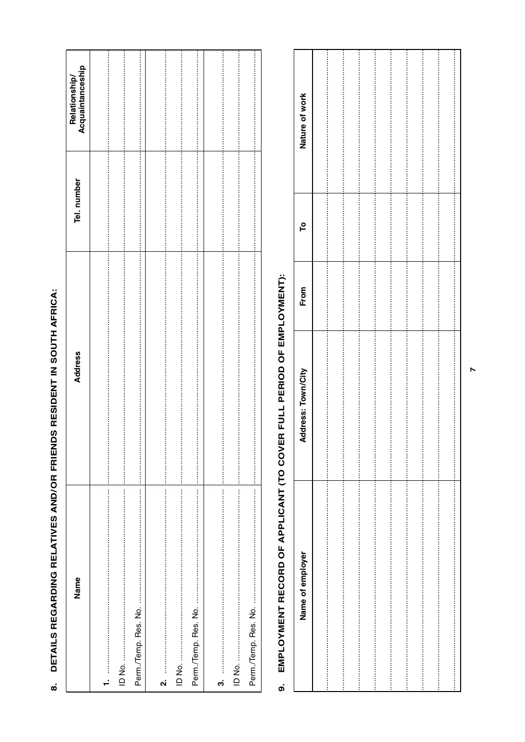## 8. DETAILS REGARDING RELATIVES AND/OR FRIENDS RESIDENT IN SOUTH AFRICA:

| Name | Address | Tel. number | Relationship/ Acquaintanceship |
|---|---|---|---|
| 1. ............................ | | | |
| ID No. ............................ | | | |
| Perm./Temp. Res. No. ............................ | | | |
| 2. ............................ | | | |
| ID No. ............................ | | | |
| Perm./Temp. Res. No. ............................ | | | |
| 3. ............................ | | | |
| ID No. ............................ | | | |
| Perm./Temp. Res. No. ............................ | | | |

## 9. EMPLOYMENT RECORD OF APPLICANT (TO COVER FULL PERIOD OF EMPLOYMENT):

| Name of employer | Address: Town/City | From | To | Nature of work |
|---|---|---|---|---|
| | | | | |
| | | | | |
| | | | | |
| | | | | |
| | | | | |
| | | | | |
| | | | | |
| | | | | |
| | | | | |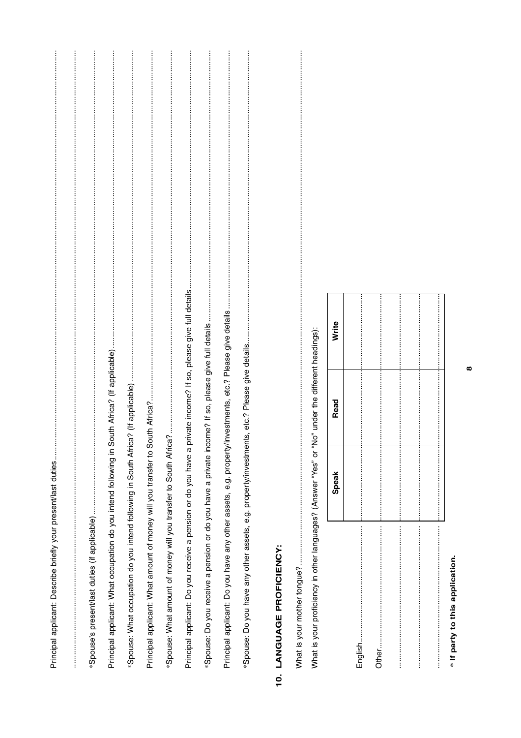Principal applicant: Describe briefly your present/last duties.......................................................................

..........................................................................................................................................

*Spouse's present/last duties (if applicable)...........................................................................................

Principal applicant: What occupation do you intend following in South Africa? (If applicable)...................................

*Spouse: What occupation do you intend following in South Africa? (If applicable)...............................................

Principal applicant: What amount of money will you transfer to South Africa?......................................................

*Spouse: What amount of money will you transfer to South Africa?...................................................................

Principal applicant: Do you receive a pension or do you have a private income? If so, please give full details.............

*Spouse: Do you receive a pension or do you have a private income? If so, please give full details........................

Principal applicant: Do you have any other assets, e.g. property/investments, etc.? Please give details....................

*Spouse: Do you have any other assets, e.g. property/investments, etc.? Please give details..................................

## 10. LANGUAGE PROFICIENCY:

What is your mother tongue?............................................................................................................

What is your proficiency in other languages? (Answer "Yes" or "No" under the different headings):

| | Speak | Read | Write |
|---|---|---|---|
| English.................... | | | |
| Other...................... | | | |
| .............................. | | | |
| .............................. | | | |
| .............................. | | | |

**\* If party to this application.**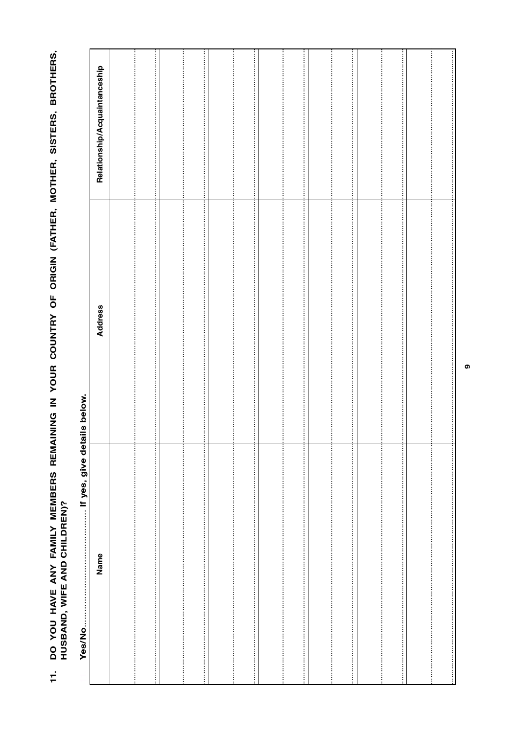11. **DO YOU HAVE ANY FAMILY MEMBERS REMAINING IN YOUR COUNTRY OF ORIGIN (FATHER, MOTHER, SISTERS, BROTHERS, HUSBAND, WIFE AND CHILDREN)?**

Yes/No.......................... If yes, give details below.

| Name | Address | Relationship/Acquaintanceship |
|---|---|---|
| | | |
| | | |
| | | |
| | | |
| | | |
| | | |
| | | |
| | | |
| | | |
| | | |
| | | |
| | | |
| | | |
| | | |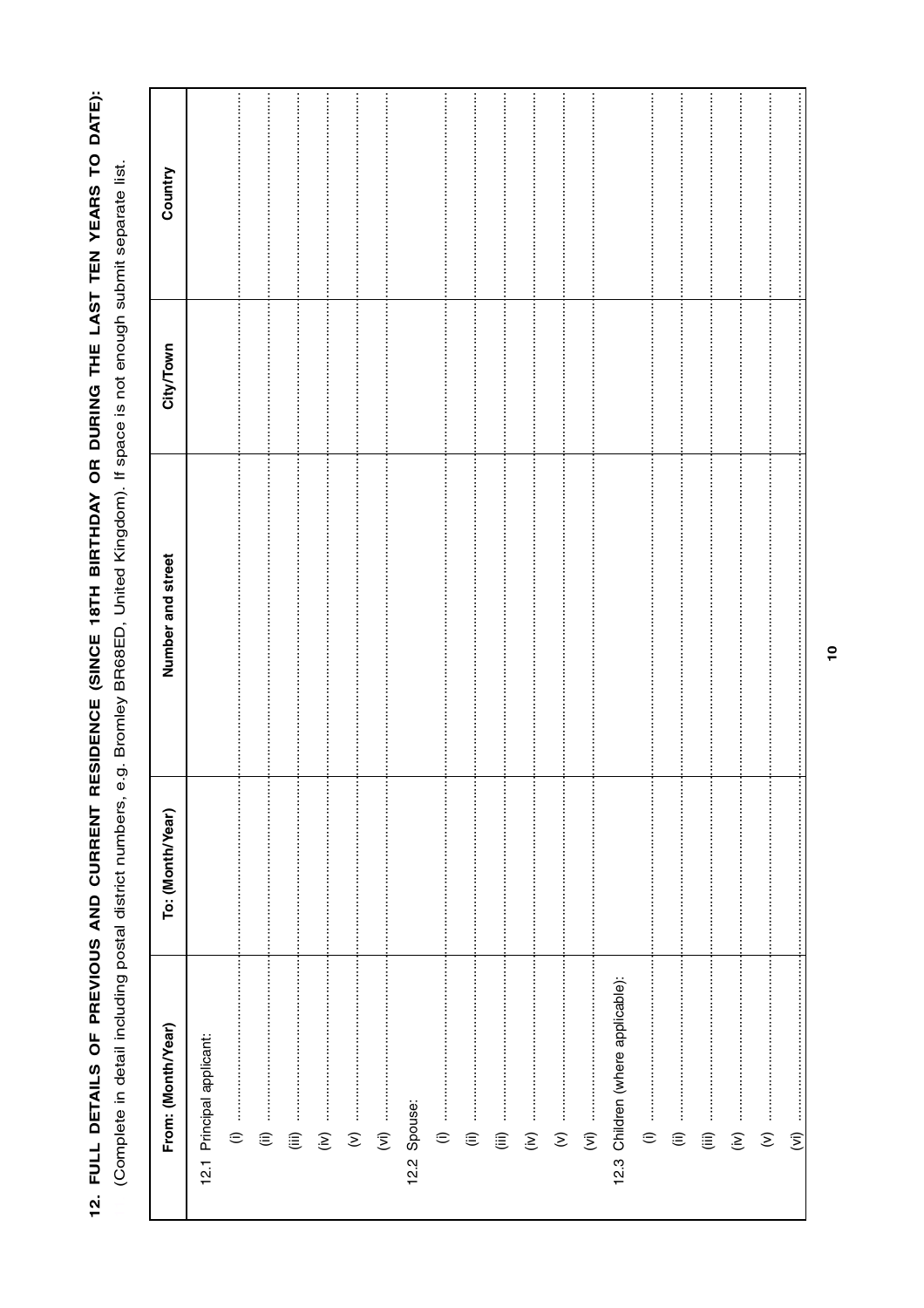**12. FULL DETAILS OF PREVIOUS AND CURRENT RESIDENCE (SINCE 18TH BIRTHDAY OR DURING THE LAST TEN YEARS TO DATE):**

(Complete in detail including postal district numbers, e.g. Bromley BR68ED, United Kingdom). If space is not enough submit separate list.

| From: (Month/Year) | To: (Month/Year) | Number and street | City/Town | Country |
|---|---|---|---|---|
| 12.1 Principal applicant: | | | | |
| (i) ........................ | | | | |
| (ii) ........................ | | | | |
| (iii) ........................ | | | | |
| (iv) ........................ | | | | |
| (v) ........................ | | | | |
| (vi) ........................ | | | | |
| 12.2 Spouse: | | | | |
| (i) ........................ | | | | |
| (ii) ........................ | | | | |
| (iii) ........................ | | | | |
| (iv) ........................ | | | | |
| (v) ........................ | | | | |
| (vi) ........................ | | | | |
| 12.3 Children (where applicable): | | | | |
| (i) ........................ | | | | |
| (ii) ........................ | | | | |
| (iii) ........................ | | | | |
| (iv) ........................ | | | | |
| (v) ........................ | | | | |
| (vi) ........................ | | | | |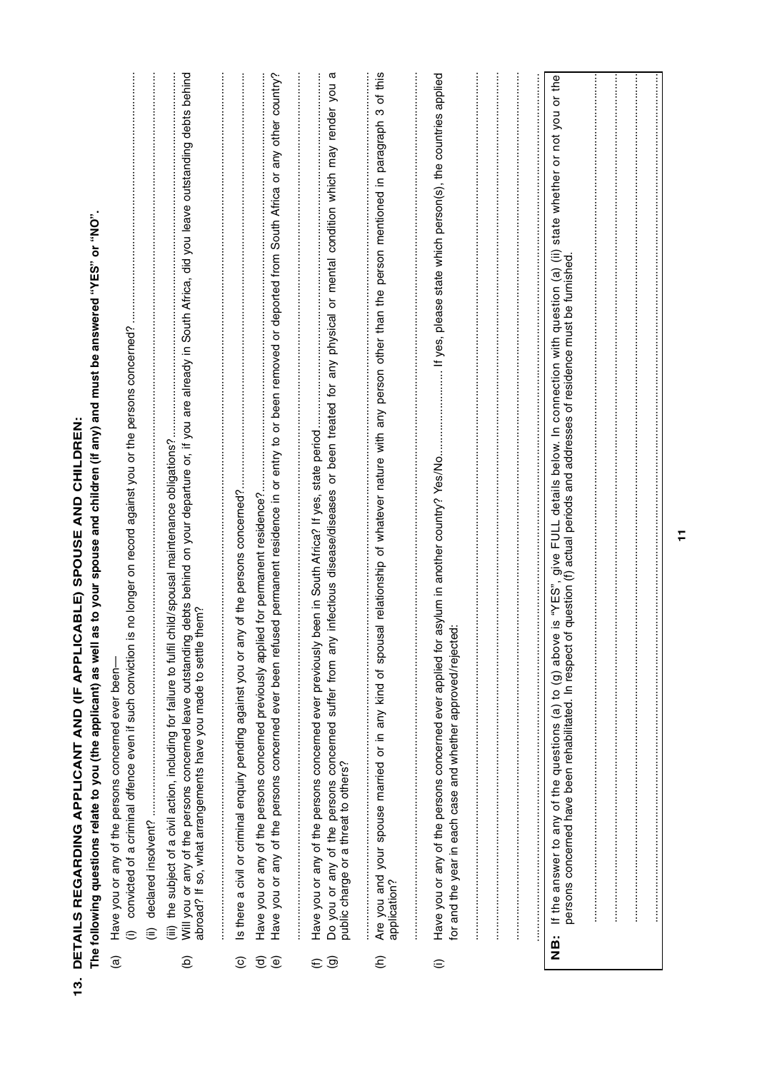## 13. DETAILS REGARDING APPLICANT AND (IF APPLICABLE) SPOUSE AND CHILDREN:

**The following questions relate to you (the applicant) as well as to your spouse and children (if any) and must be answered "YES" or "NO".**

(a) Have you or any of the persons concerned ever been—

(i) convicted of a criminal offence even if such conviction is no longer on record against you or the persons concerned? ..............................

(ii) declared insolvent? ..............................

(iii) the subject of a civil action, including for failure to fulfil child/spousal maintenance obligations? ..............................

(b) Will you or any of the persons concerned leave outstanding debts behind on your departure or, if you are already in South Africa, did you leave outstanding debts behind abroad? If so, what arrangements have you made to settle them?

..............................

(c) Is there a civil or criminal enquiry pending against you or any of the persons concerned? ..............................

(d) Have you or any of the persons concerned previously applied for permanent residence? ..............................

(e) Have you or any of the persons concerned ever been refused permanent residence in or entry to or been removed or deported from South Africa or any other country?

..............................

(f) Have you or any of the persons concerned ever previously been in South Africa? If yes, state period ..............................

(g) Do you or any of the persons concerned suffer from any infectious disease/diseases or been treated for any physical or mental condition which may render you a public charge or a threat to others?

..............................

(h) Are you and your spouse married or in any kind of spousal relationship of whatever nature with any person other than the person mentioned in paragraph 3 of this application?

..............................

(i) Have you or any of the persons concerned ever applied for asylum in another country? Yes/No.............................. If yes, please state which person(s), the countries applied for and the year in each case and whether approved/rejected:

..............................

..............................

..............................

..............................

**NB:** If the answer to any of the questions (a) to (g) above is "YES", give FULL details below. In connection with question (a) (ii) state whether or not you or the persons concerned have been rehabilitated. In respect of question (f) actual periods and addresses of residence must be furnished.

..............................

..............................

..............................

..............................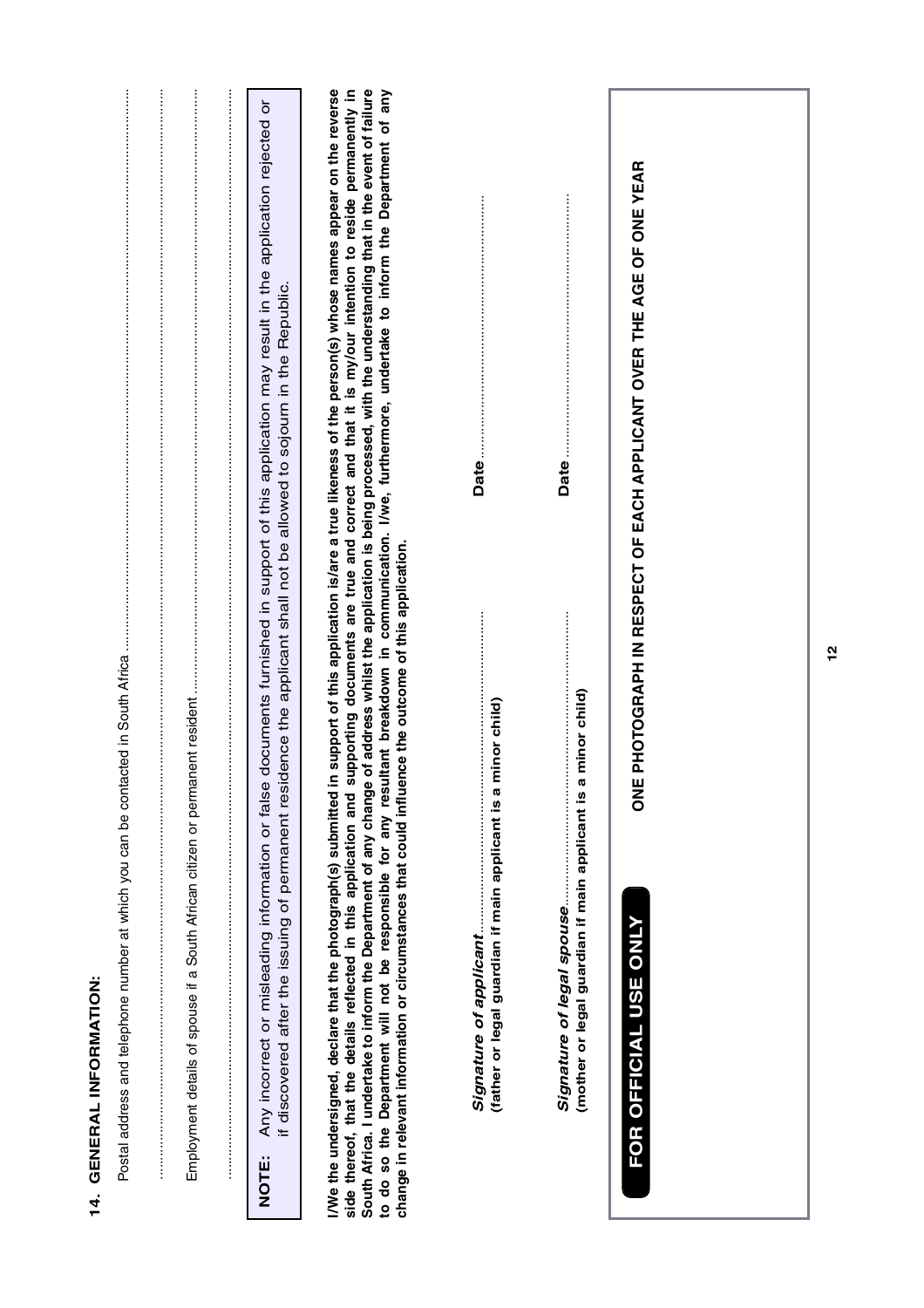## 14. GENERAL INFORMATION:

Postal address and telephone number at which you can be contacted in South Africa ..............................................................................

..............................................................................

Employment details of spouse if a South African citizen or permanent resident ..............................................................................

..............................................................................

**NOTE:** Any incorrect or misleading information or false documents furnished in support of this application may result in the application rejected or if discovered after the issuing of permanent residence the applicant shall not be allowed to sojourn in the Republic.

**I/We the undersigned, declare that the photograph(s) submitted in support of this application is/are a true likeness of the person(s) whose names appear on the reverse side thereof, that the details reflected in this application and supporting documents are true and correct and that it is my/our intention to reside permanently in South Africa. I undertake to inform the Department of any change of address whilst the application is being processed, with the understanding that in the event of failure to do so the Department will not be responsible for any resultant breakdown in communication. I/we, furthermore, undertake to inform the Department of any change in relevant information or circumstances that could influence the outcome of this application.**

***Signature of applicant*** ..............................................................................
**(father or legal guardian if main applicant is a minor child)**

**Date** ..............................................................................

***Signature of legal spouse*** ..............................................................................
**(mother or legal guardian if main applicant is a minor child)**

**Date** ..............................................................................

**FOR OFFICIAL USE ONLY**

**ONE PHOTOGRAPH IN RESPECT OF EACH APPLICANT OVER THE AGE OF ONE YEAR**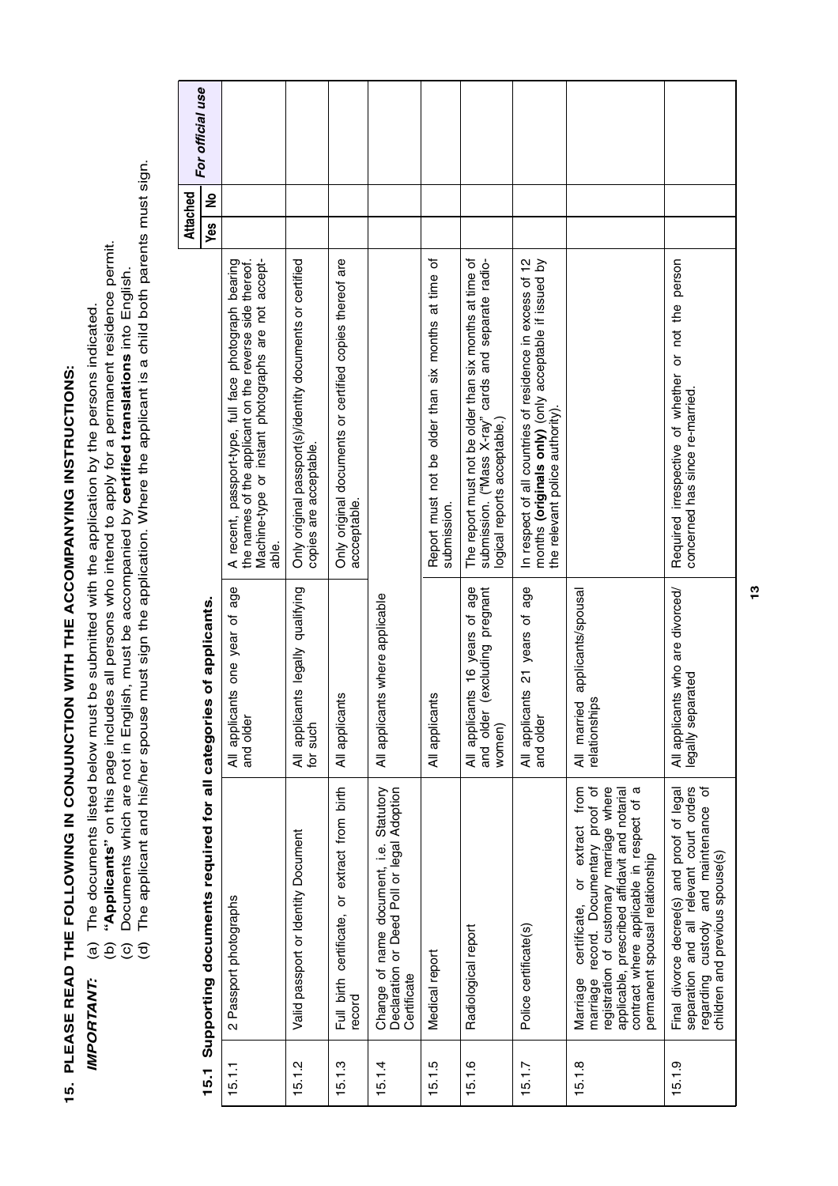## 15. PLEASE READ THE FOLLOWING IN CONJUNCTION WITH THE ACCOMPANYING INSTRUCTIONS:

***IMPORTANT:***
(a) The documents listed below must be submitted with the application by the persons indicated.
(b) **"Applicants"** on this page includes all persons who intend to apply for a permanent residence permit.
(c) Documents which are not in English, must be accompanied by **certified translations** into English.
(d) The applicant and his/her spouse must sign the application. Where the applicant is a child both parents must sign.

### 15.1 Supporting documents required for all categories of applicants.

| | | | | Attached | | For official use |
|---|---|---|---|---|---|---|
| | | | | Yes | No | |
| 15.1.1 | 2 Passport photographs | All applicants one year of age and older | A recent, passport-type, full face photograph bearing the names of the applicant on the reverse side thereof. Machine-type or instant photographs are not acceptable. | | | |
| 15.1.2 | Valid passport or Identity Document | All applicants legally qualifying for such | Only original passport(s)/identity documents or certified copies are acceptable. | | | |
| 15.1.3 | Full birth certificate, or extract from birth record | All applicants | Only original documents or certified copies thereof are accceptable. | | | |
| 15.1.4 | Change of name document, i.e. Statutory Declaration or Deed Poll or legal Adoption Certificate | All applicants where applicable | | | | |
| 15.1.5 | Medical report | All applicants | Report must not be older than six months at time of submission. | | | |
| 15.1.6 | Radiological report | All applicants 16 years of age and older (excluding pregnant women) | The report must not be older than six months at time of submission. ("Mass X-ray" cards and separate radiological reports acceptable.) | | | |
| 15.1.7 | Police certificate(s) | All applicants 21 years of age and older | In respect of all countries of residence in excess of 12 months **(originals only)** (only acceptable if issued by the relevant police authority). | | | |
| 15.1.8 | Marriage certificate, or extract from marriage record. Documentary proof of registration of customary marriage where applicable, prescribed affidavit and notarial contract where applicable in respect of a permanent spousal relationship | All married applicants/spousal relationships | | | | |
| 15.1.9 | Final divorce decree(s) and proof of legal separation and all relevant court orders regarding custody and maintenance of children and previous spouse(s) | All applicants who are divorced/legally separated | Required irrespective of whether or not the person concerned has since re-married. | | | |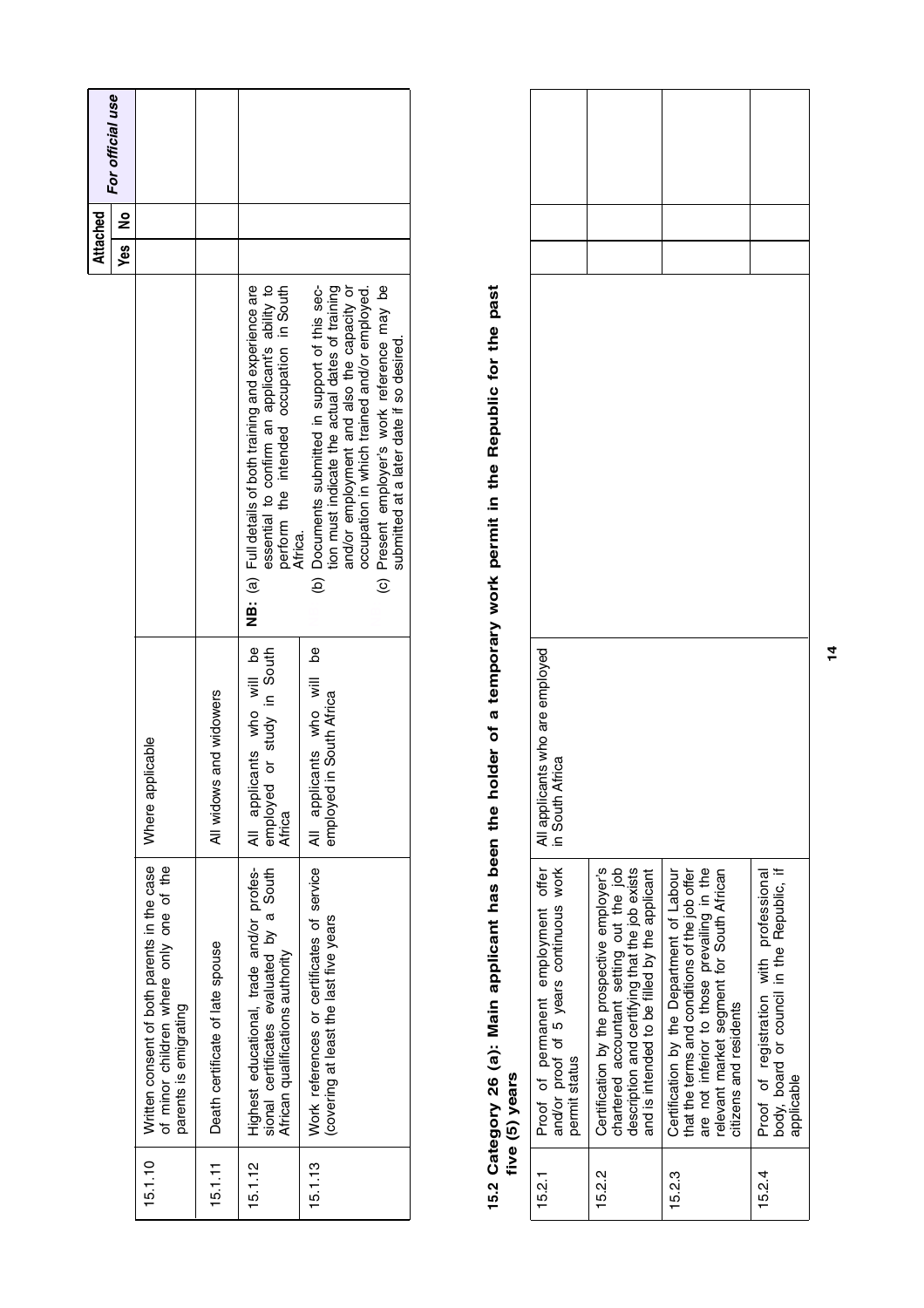| | | | | Attached | | For official use |
|---|---|---|---|---|---|---|
| | | | | Yes | No | |
| 15.1.10 | Written consent of both parents in the case of minor children where only one of the parents is emigrating | Where applicable | | | | |
| 15.1.11 | Death certificate of late spouse | All widows and widowers | | | | |
| 15.1.12 | Highest educational, trade and/or professional certificates evaluated by a South African qualifications authority | All applicants who will be employed or study in South Africa | **NB:** (a) Full details of both training and experience are essential to confirm an applicant's ability to perform the intended occupation in South Africa. | | | |
| 15.1.13 | Work references or certificates of service (covering at least the last five years | All applicants who will be employed in South Africa | (b) Documents submitted in support of this section must indicate the actual dates of training and/or employment and also the capacity or occupation in which trained and/or employed.<br>(c) Present employer's work reference may be submitted at a later date if so desired. | | | |

## 15.2 Category 26 (a): Main applicant has been the holder of a temporary work permit in the Republic for the past five (5) years

| | | | Attached: Yes | Attached: No | For official use |
|---|---|---|---|---|---|
| 15.2.1 | Proof of permanent employment offer and/or proof of 5 years continuous work permit status | All applicants who are employed in South Africa | | | |
| 15.2.2 | Certification by the prospective employer's chartered accountant setting out the job description and certifying that the job exists and is intended to be filled by the applicant | | | | |
| 15.2.3 | Certification by the Department of Labour that the terms and conditions of the job offer are not inferior to those prevailing in the relevant market segment for South African citizens and residents | | | | |
| 15.2.4 | Proof of registration with professional body, board or council in the Republic, if applicable | | | | |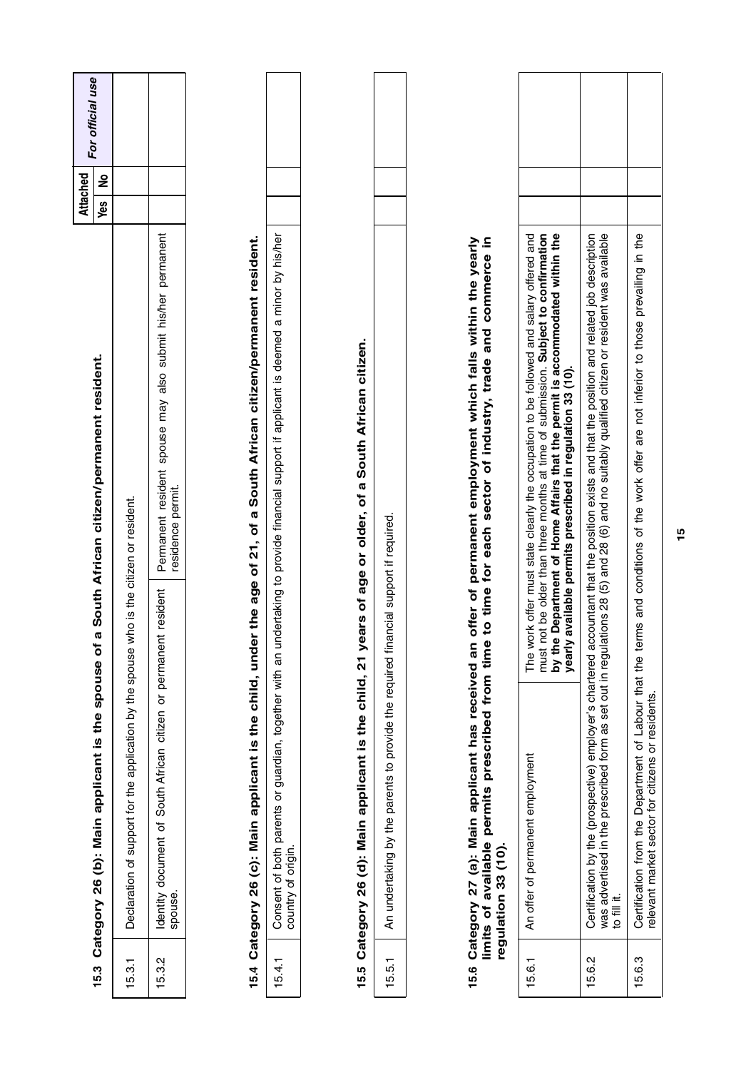| | | Attached | | For official use |
|---|---|---|---|---|
| | | Yes | No | |

## 15.3 Category 26 (b): Main applicant is the spouse of a South African citizen/permanent resident.

| | | | Yes | No | For official use |
|---|---|---|---|---|---|
| 15.3.1 | Declaration of support for the application by the spouse who is the citizen or resident. | | | | |
| 15.3.2 | Identity document of South African citizen or permanent resident spouse. | Permanent resident spouse may also submit his/her permanent residence permit. | | | |

## 15.4 Category 26 (c): Main applicant is the child, under the age of 21, of a South African citizen/permanent resident.

| | | Yes | No | For official use |
|---|---|---|---|---|
| 15.4.1 | Consent of both parents or guardian, together with an undertaking to provide financial support if applicant is deemed a minor by his/her country of origin. | | | |

## 15.5 Category 26 (d): Main applicant is the child, 21 years of age or older, of a South African citizen.

| | | Yes | No | For official use |
|---|---|---|---|---|
| 15.5.1 | An undertaking by the parents to provide the required financial support if required. | | | |

## 15.6 Category 27 (a): Main applicant has received an offer of permanent employment which falls within the yearly limits of available permits prescribed from time to time for each sector of industry, trade and commerce in regulation 33 (10).

| | | | Yes | No | For official use |
|---|---|---|---|---|---|
| 15.6.1 | An offer of permanent employment | The work offer must state clearly the occupation to be followed and salary offered and must not be older than three months at time of submission. **Subject to confirmation by the Department of Home Affairs that the permit is accommodated within the yearly available permits prescribed in regulation 33 (10).** | | | |
| 15.6.2 | Certification by the (prospective) employer's chartered accountant that the position exists and that the position and related job description was advertised in the prescribed form as set out in regulations 28 (5) and 28 (6) and no suitably qualified citizen or resident was available to fill it. | | | | |
| 15.6.3 | Certification from the Department of Labour that the terms and conditions of the work offer are not inferior to those prevailing in the relevant market sector for citizens or residents. | | | | |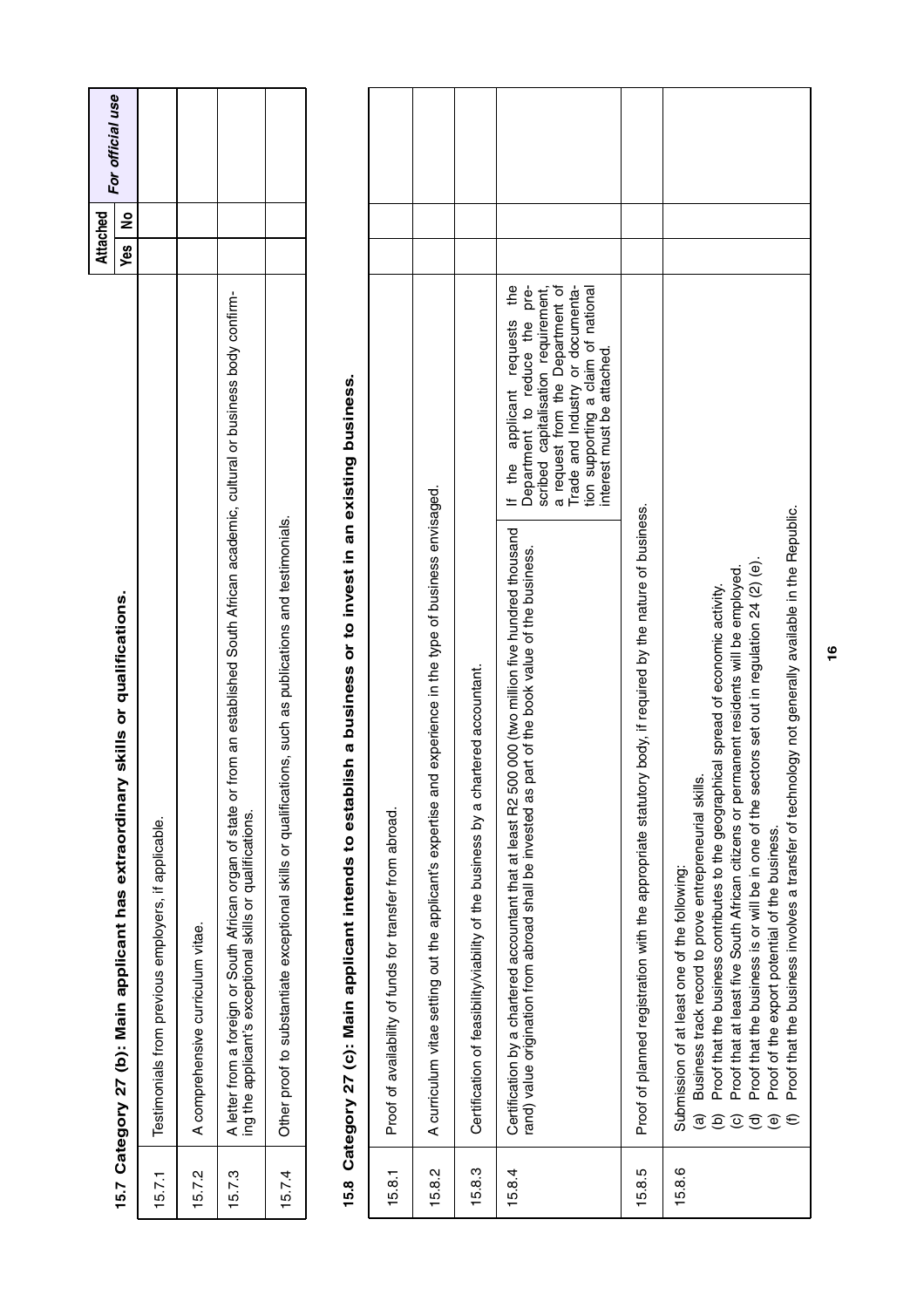## 15.7 Category 27 (b): Main applicant has extraordinary skills or qualifications.

| | | Attached | | For official use |
|---|---|---|---|---|
| | | Yes | No | |
| 15.7.1 | Testimonials from previous employers, if applicable. | | | |
| 15.7.2 | A comprehensive curriculum vitae. | | | |
| 15.7.3 | A letter from a foreign or South African organ of state or from an established South African academic, cultural or business body confirming the applicant's exceptional skills or qualifications. | | | |
| 15.7.4 | Other proof to substantiate exceptional skills or qualifications, such as publications and testimonials. | | | |

## 15.8 Category 27 (c): Main applicant intends to establish a business or to invest in an existing business.

| | | | Attached Yes | Attached No | For official use |
|---|---|---|---|---|---|
| 15.8.1 | Proof of availability of funds for transfer from abroad. | | | | |
| 15.8.2 | A curriculum vitae setting out the applicant's expertise and experience in the type of business envisaged. | | | | |
| 15.8.3 | Certification of feasibility/viability of the business by a chartered accountant. | | | | |
| 15.8.4 | Certification by a chartered accountant that at least R2 500 000 (two million five hundred thousand rand) value origination from abroad shall be invested as part of the book value of the business. | If the applicant requests the Department to reduce the prescribed capitalisation requirement, a request from the Department of Trade and Industry or documentation supporting a claim of national interest must be attached. | | | |
| 15.8.5 | Proof of planned registration with the appropriate statutory body, if required by the nature of business. | | | | |
| 15.8.6 | Submission of at least one of the following:<br>(a) Business track record to prove entrepreneurial skills.<br>(b) Proof that the business contributes to the geographical spread of economic activity.<br>(c) Proof that at least five South African citizens or permanent residents will be employed.<br>(d) Proof that the business is or will be in one of the sectors set out in regulation 24 (2) (e).<br>(e) Proof of the export potential of the business.<br>(f) Proof that the business involves a transfer of technology not generally available in the Republic. | | | | |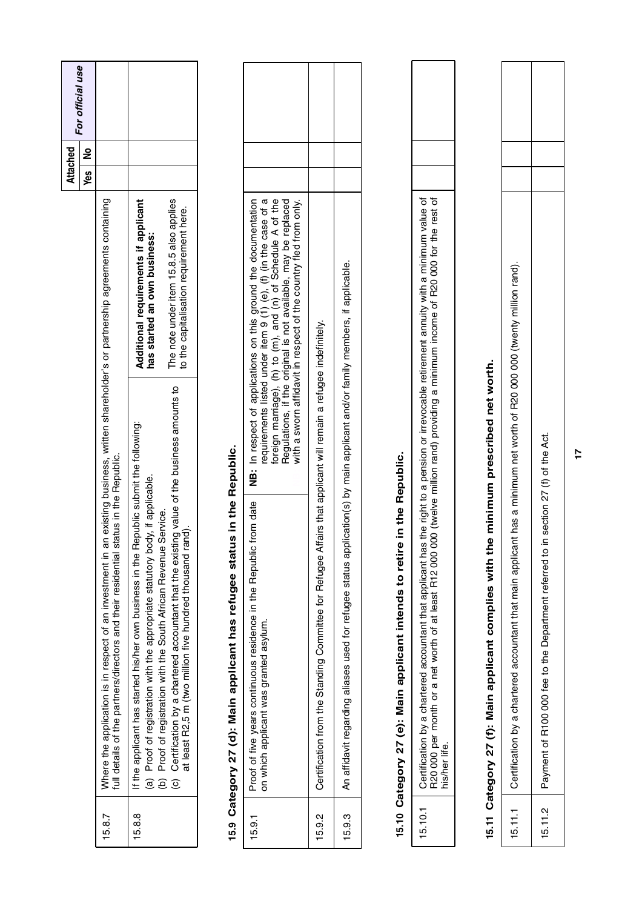| | | Attached | | For official use |
|---|---|---|---|---|
| | | Yes | No | |
| 15.8.7 | Where the application is in respect of an investment in an existing business, written shareholder's or partnership agreements containing full details of the partners/directors and their residential status in the Republic. | | | |
| 15.8.8 | If the applicant has started his/her own business in the Republic submit the following:<br>(a) Proof of registration with the appropriate statutory body, if applicable.<br>(b) Proof of registration with the South African Revenue Service.<br>(c) Certification by a chartered accountant that the existing value of the business amounts to at least R2,5 m (two million five hundred thousand rand).<br><br>**Additional requirements if applicant has started an own business:**<br>The note under item 15.8.5 also applies to the capitalisation requirement here. | | | |

## 15.9 Category 27 (d): Main applicant has refugee status in the Republic.

| | | Yes | No | For official use |
|---|---|---|---|---|
| 15.9.1 | Proof of five years continuous residence in the Republic from date on which applicant was granted asylum.<br><br>**NB:** In respect of applications on this ground the documentation requirements listed under item 9 (1) (e), (f) (in the case of a foreign marriage), (h) to (m), and (n) of Schedule A of the Regulations, if the original is not available, may be replaced with a sworn affidavit in respect of the country fled from only. | | | |
| 15.9.2 | Certification from the Standing Committee for Refugee Affairs that applicant will remain a refugee indefinitely. | | | |
| 15.9.3 | An affidavit regarding aliases used for refugee status application(s) by main applicant and/or family members, if applicable. | | | |

## 15.10 Category 27 (e): Main applicant intends to retire in the Republic.

| | | Yes | No | For official use |
|---|---|---|---|---|
| 15.10.1 | Certification by a chartered accountant that applicant has the right to a pension or irrevocable retirement annuity with a minimum value of R20 000 per month or a net worth of at least R12 000 000 (twelve million rand) providing a minimum income of R20 000 for the rest of his/her life. | | | |

## 15.11 Category 27 (f): Main applicant complies with the minimum prescribed net worth.

| | | Yes | No | For official use |
|---|---|---|---|---|
| 15.11.1 | Certification by a chartered accountant that main applicant has a minimum net worth of R20 000 000 (twenty million rand). | | | |
| 15.11.2 | Payment of R100 000 fee to the Department referred to in section 27 (f) of the Act. | | | |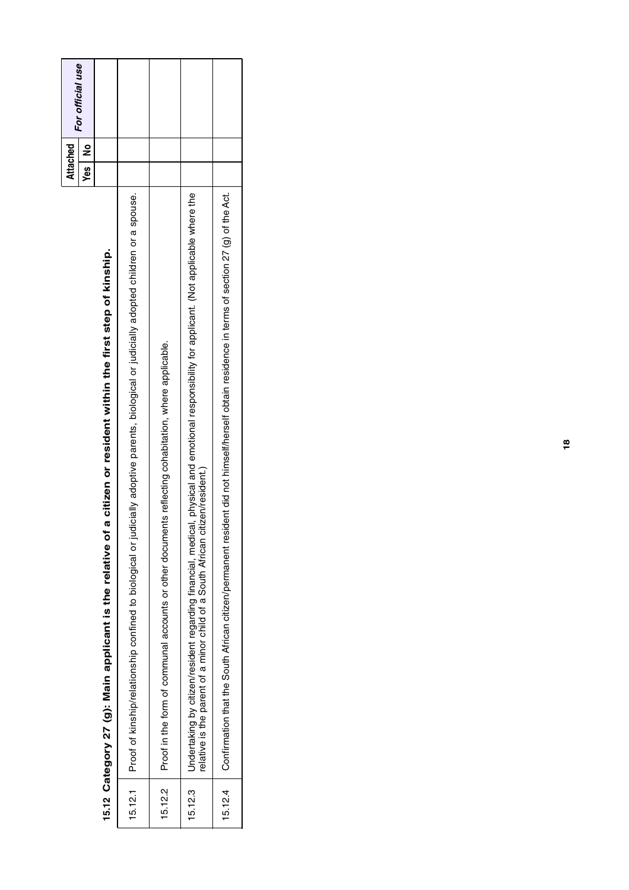## 15.12 Category 27 (g): Main applicant is the relative of a citizen or resident within the first step of kinship.

| | | Attached | | For official use |
|---|---|---|---|---|
| | | Yes | No | |
| 15.12.1 | Proof of kinship/relationship confined to biological or judicially adoptive parents, biological or judicially adopted children or a spouse. | | | |
| 15.12.2 | Proof in the form of communal accounts or other documents reflecting cohabitation, where applicable. | | | |
| 15.12.3 | Undertaking by citizen/resident regarding financial, medical, physical and emotional responsibility for applicant. (Not applicable where the relative is the parent of a minor child of a South African citizen/resident.) | | | |
| 15.12.4 | Confirmation that the South African citizen/permanent resident did not himself/herself obtain residence in terms of section 27 (g) of the Act. | | | |